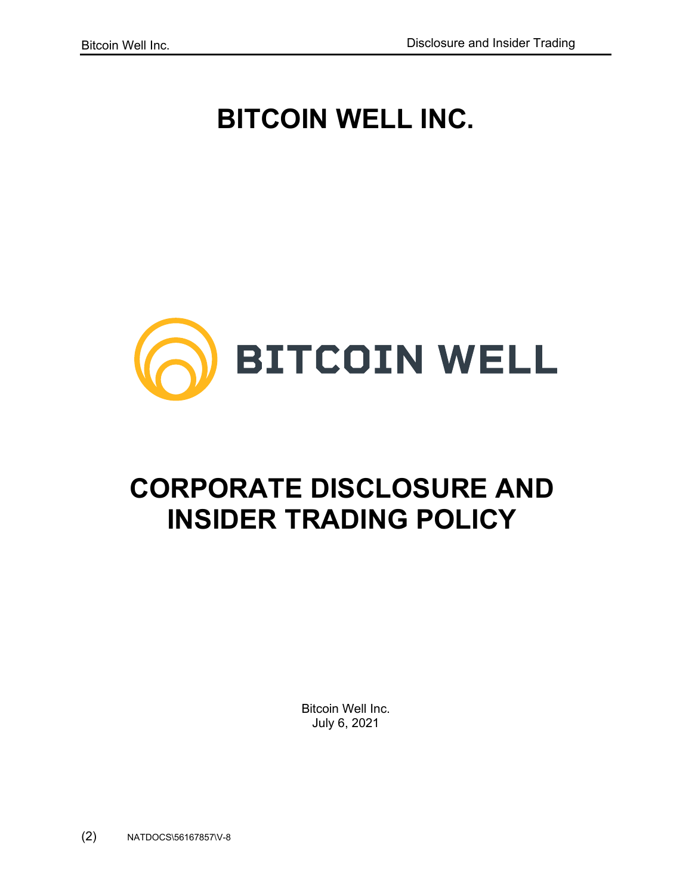# BITCOIN WELL INC.

BITCOIN WELL

# CORPORATE DISCLOSURE AND INSIDER TRADING POLICY

Bitcoin Well Inc.
July 6, 2021

(2) NATDOCS\56167857\V-8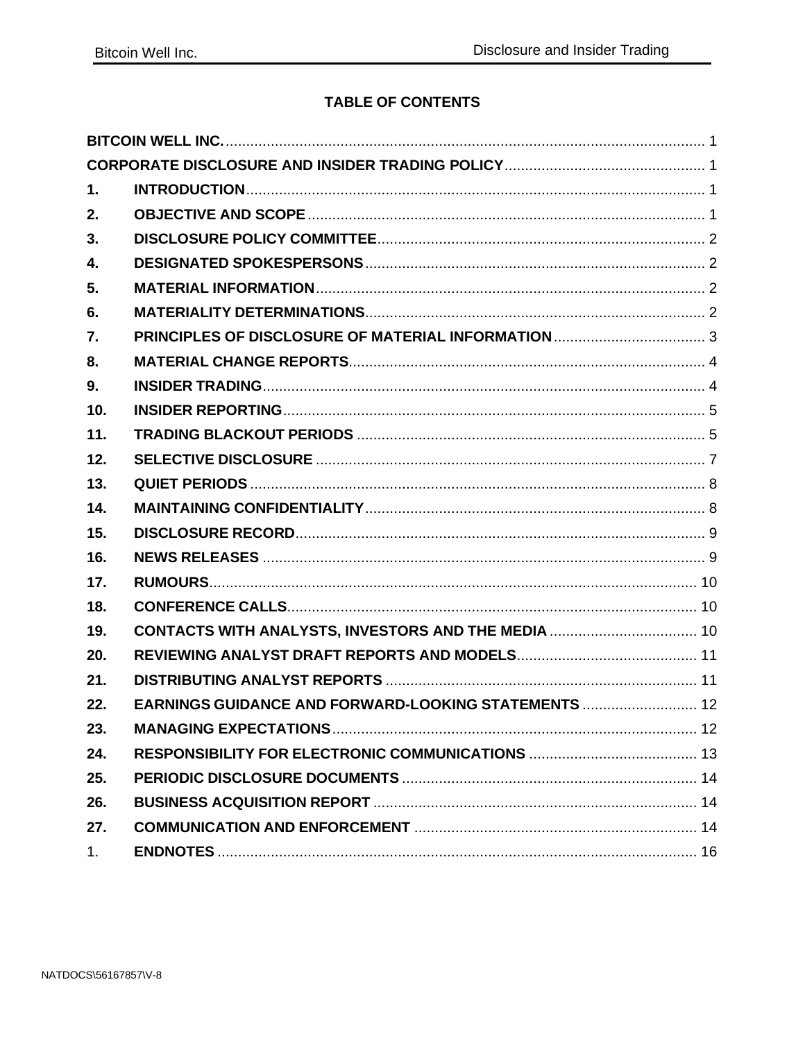**TABLE OF CONTENTS**

| | | |
|---|---|---|
| **BITCOIN WELL INC.** | | 1 |
| **CORPORATE DISCLOSURE AND INSIDER TRADING POLICY** | | 1 |
| **1.** | **INTRODUCTION** | 1 |
| **2.** | **OBJECTIVE AND SCOPE** | 1 |
| **3.** | **DISCLOSURE POLICY COMMITTEE** | 2 |
| **4.** | **DESIGNATED SPOKESPERSONS** | 2 |
| **5.** | **MATERIAL INFORMATION** | 2 |
| **6.** | **MATERIALITY DETERMINATIONS** | 2 |
| **7.** | **PRINCIPLES OF DISCLOSURE OF MATERIAL INFORMATION** | 3 |
| **8.** | **MATERIAL CHANGE REPORTS** | 4 |
| **9.** | **INSIDER TRADING** | 4 |
| **10.** | **INSIDER REPORTING** | 5 |
| **11.** | **TRADING BLACKOUT PERIODS** | 5 |
| **12.** | **SELECTIVE DISCLOSURE** | 7 |
| **13.** | **QUIET PERIODS** | 8 |
| **14.** | **MAINTAINING CONFIDENTIALITY** | 8 |
| **15.** | **DISCLOSURE RECORD** | 9 |
| **16.** | **NEWS RELEASES** | 9 |
| **17.** | **RUMOURS** | 10 |
| **18.** | **CONFERENCE CALLS** | 10 |
| **19.** | **CONTACTS WITH ANALYSTS, INVESTORS AND THE MEDIA** | 10 |
| **20.** | **REVIEWING ANALYST DRAFT REPORTS AND MODELS** | 11 |
| **21.** | **DISTRIBUTING ANALYST REPORTS** | 11 |
| **22.** | **EARNINGS GUIDANCE AND FORWARD-LOOKING STATEMENTS** | 12 |
| **23.** | **MANAGING EXPECTATIONS** | 12 |
| **24.** | **RESPONSIBILITY FOR ELECTRONIC COMMUNICATIONS** | 13 |
| **25.** | **PERIODIC DISCLOSURE DOCUMENTS** | 14 |
| **26.** | **BUSINESS ACQUISITION REPORT** | 14 |
| **27.** | **COMMUNICATION AND ENFORCEMENT** | 14 |
| 1. | **ENDNOTES** | 16 |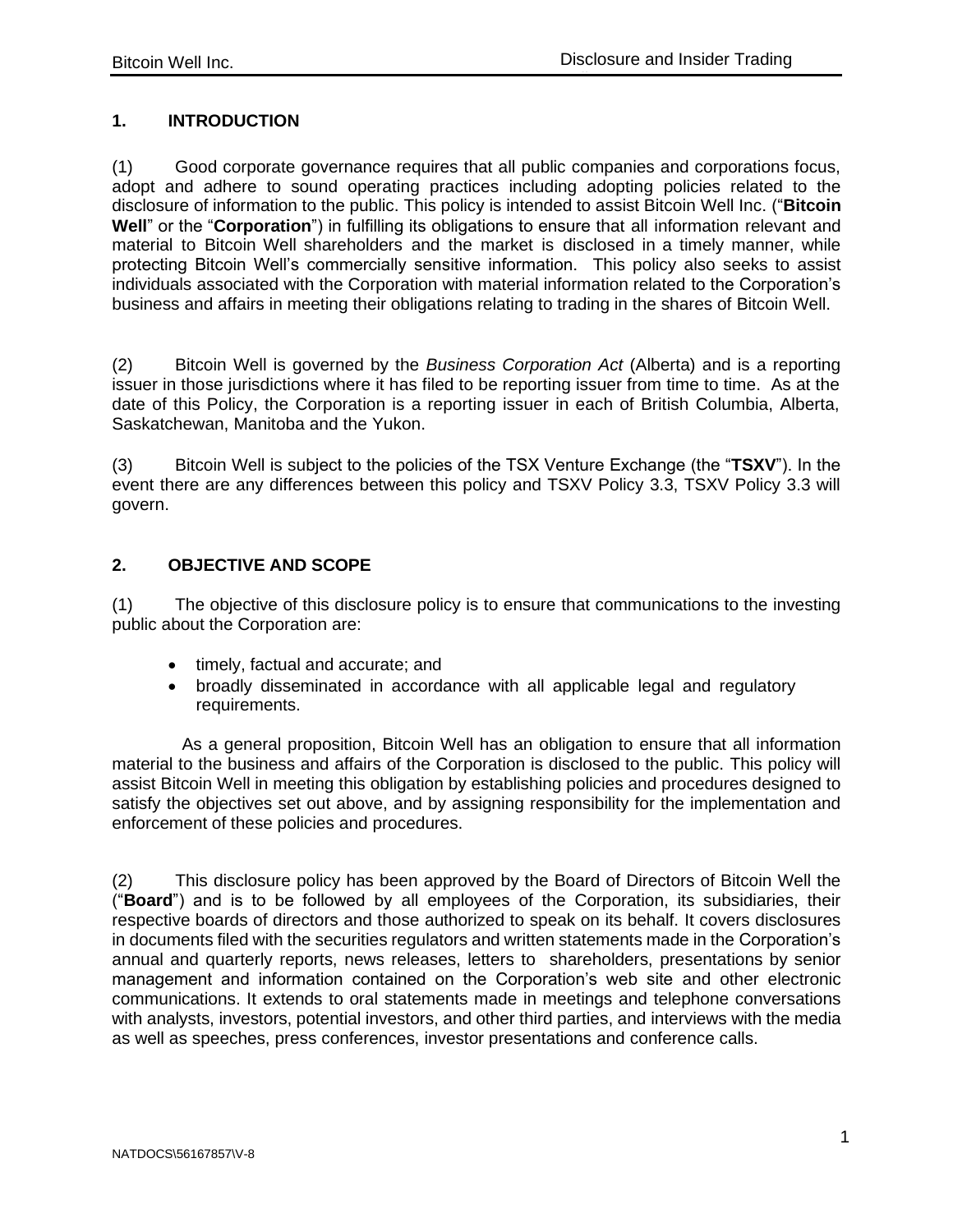## 1. INTRODUCTION

(1) Good corporate governance requires that all public companies and corporations focus, adopt and adhere to sound operating practices including adopting policies related to the disclosure of information to the public. This policy is intended to assist Bitcoin Well Inc. ("**Bitcoin Well**" or the "**Corporation**") in fulfilling its obligations to ensure that all information relevant and material to Bitcoin Well shareholders and the market is disclosed in a timely manner, while protecting Bitcoin Well's commercially sensitive information. This policy also seeks to assist individuals associated with the Corporation with material information related to the Corporation's business and affairs in meeting their obligations relating to trading in the shares of Bitcoin Well.

(2) Bitcoin Well is governed by the *Business Corporation Act* (Alberta) and is a reporting issuer in those jurisdictions where it has filed to be reporting issuer from time to time. As at the date of this Policy, the Corporation is a reporting issuer in each of British Columbia, Alberta, Saskatchewan, Manitoba and the Yukon.

(3) Bitcoin Well is subject to the policies of the TSX Venture Exchange (the "**TSXV**"). In the event there are any differences between this policy and TSXV Policy 3.3, TSXV Policy 3.3 will govern.

## 2. OBJECTIVE AND SCOPE

(1) The objective of this disclosure policy is to ensure that communications to the investing public about the Corporation are:

- timely, factual and accurate; and
- broadly disseminated in accordance with all applicable legal and regulatory requirements.

As a general proposition, Bitcoin Well has an obligation to ensure that all information material to the business and affairs of the Corporation is disclosed to the public. This policy will assist Bitcoin Well in meeting this obligation by establishing policies and procedures designed to satisfy the objectives set out above, and by assigning responsibility for the implementation and enforcement of these policies and procedures.

(2) This disclosure policy has been approved by the Board of Directors of Bitcoin Well the ("**Board**") and is to be followed by all employees of the Corporation, its subsidiaries, their respective boards of directors and those authorized to speak on its behalf. It covers disclosures in documents filed with the securities regulators and written statements made in the Corporation's annual and quarterly reports, news releases, letters to shareholders, presentations by senior management and information contained on the Corporation's web site and other electronic communications. It extends to oral statements made in meetings and telephone conversations with analysts, investors, potential investors, and other third parties, and interviews with the media as well as speeches, press conferences, investor presentations and conference calls.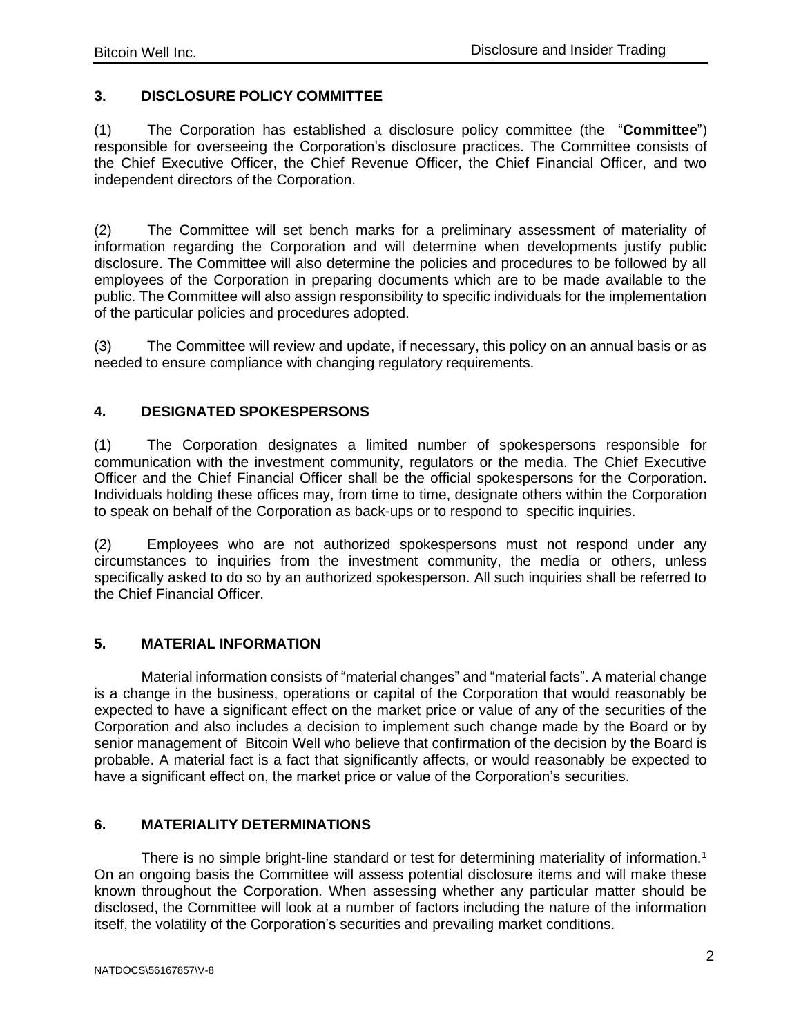## 3. DISCLOSURE POLICY COMMITTEE

(1) The Corporation has established a disclosure policy committee (the "**Committee**") responsible for overseeing the Corporation's disclosure practices. The Committee consists of the Chief Executive Officer, the Chief Revenue Officer, the Chief Financial Officer, and two independent directors of the Corporation.

(2) The Committee will set bench marks for a preliminary assessment of materiality of information regarding the Corporation and will determine when developments justify public disclosure. The Committee will also determine the policies and procedures to be followed by all employees of the Corporation in preparing documents which are to be made available to the public. The Committee will also assign responsibility to specific individuals for the implementation of the particular policies and procedures adopted.

(3) The Committee will review and update, if necessary, this policy on an annual basis or as needed to ensure compliance with changing regulatory requirements.

## 4. DESIGNATED SPOKESPERSONS

(1) The Corporation designates a limited number of spokespersons responsible for communication with the investment community, regulators or the media. The Chief Executive Officer and the Chief Financial Officer shall be the official spokespersons for the Corporation. Individuals holding these offices may, from time to time, designate others within the Corporation to speak on behalf of the Corporation as back-ups or to respond to specific inquiries.

(2) Employees who are not authorized spokespersons must not respond under any circumstances to inquiries from the investment community, the media or others, unless specifically asked to do so by an authorized spokesperson. All such inquiries shall be referred to the Chief Financial Officer.

## 5. MATERIAL INFORMATION

Material information consists of "material changes" and "material facts". A material change is a change in the business, operations or capital of the Corporation that would reasonably be expected to have a significant effect on the market price or value of any of the securities of the Corporation and also includes a decision to implement such change made by the Board or by senior management of Bitcoin Well who believe that confirmation of the decision by the Board is probable. A material fact is a fact that significantly affects, or would reasonably be expected to have a significant effect on, the market price or value of the Corporation's securities.

## 6. MATERIALITY DETERMINATIONS

There is no simple bright-line standard or test for determining materiality of information.[1] On an ongoing basis the Committee will assess potential disclosure items and will make these known throughout the Corporation. When assessing whether any particular matter should be disclosed, the Committee will look at a number of factors including the nature of the information itself, the volatility of the Corporation's securities and prevailing market conditions.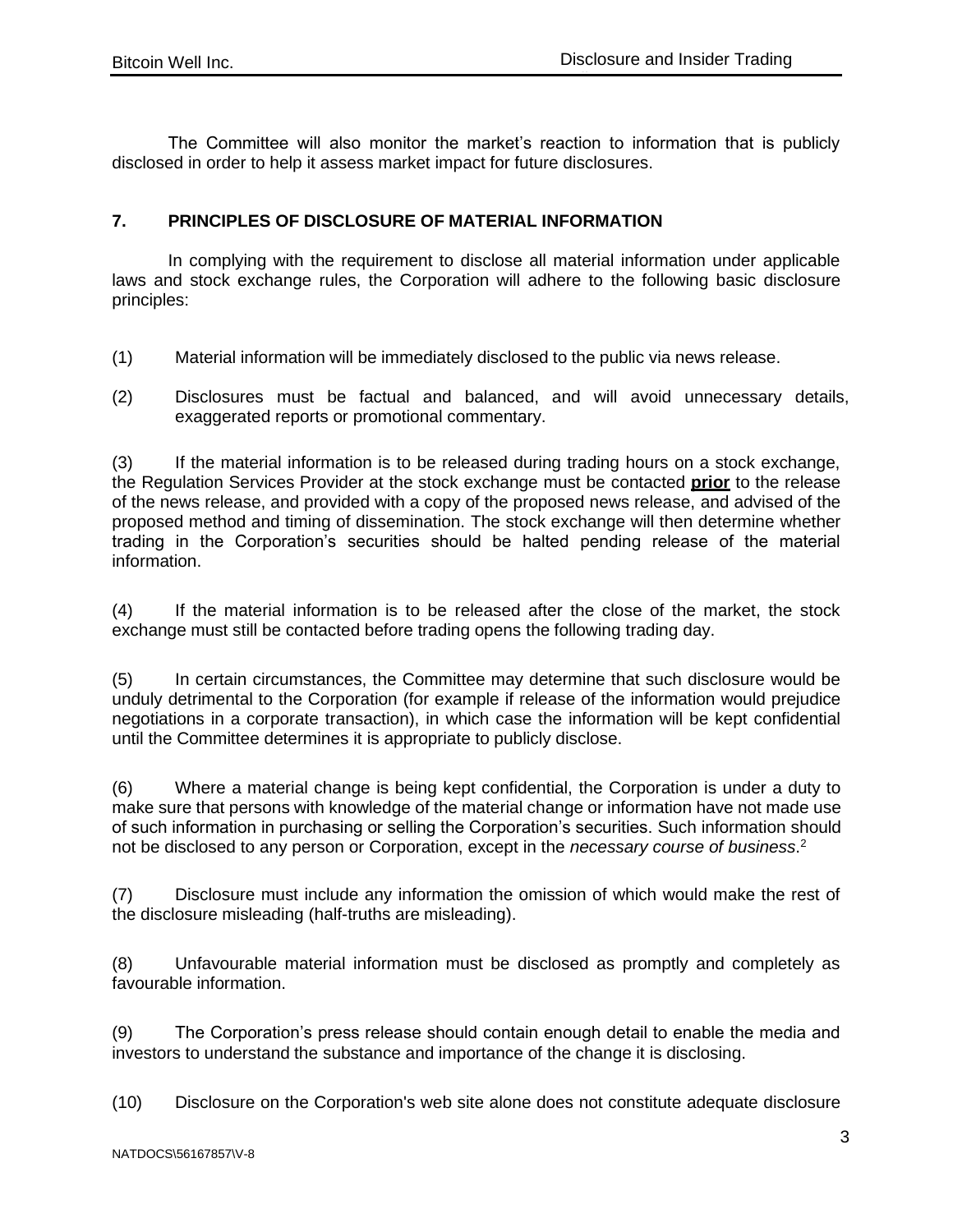The Committee will also monitor the market's reaction to information that is publicly disclosed in order to help it assess market impact for future disclosures.

## 7. PRINCIPLES OF DISCLOSURE OF MATERIAL INFORMATION

In complying with the requirement to disclose all material information under applicable laws and stock exchange rules, the Corporation will adhere to the following basic disclosure principles:

(1) Material information will be immediately disclosed to the public via news release.

(2) Disclosures must be factual and balanced, and will avoid unnecessary details, exaggerated reports or promotional commentary.

(3) If the material information is to be released during trading hours on a stock exchange, the Regulation Services Provider at the stock exchange must be contacted **prior** to the release of the news release, and provided with a copy of the proposed news release, and advised of the proposed method and timing of dissemination. The stock exchange will then determine whether trading in the Corporation's securities should be halted pending release of the material information.

(4) If the material information is to be released after the close of the market, the stock exchange must still be contacted before trading opens the following trading day.

(5) In certain circumstances, the Committee may determine that such disclosure would be unduly detrimental to the Corporation (for example if release of the information would prejudice negotiations in a corporate transaction), in which case the information will be kept confidential until the Committee determines it is appropriate to publicly disclose.

(6) Where a material change is being kept confidential, the Corporation is under a duty to make sure that persons with knowledge of the material change or information have not made use of such information in purchasing or selling the Corporation's securities. Such information should not be disclosed to any person or Corporation, except in the *necessary course of business*.[2]

(7) Disclosure must include any information the omission of which would make the rest of the disclosure misleading (half-truths are misleading).

(8) Unfavourable material information must be disclosed as promptly and completely as favourable information.

(9) The Corporation's press release should contain enough detail to enable the media and investors to understand the substance and importance of the change it is disclosing.

(10) Disclosure on the Corporation's web site alone does not constitute adequate disclosure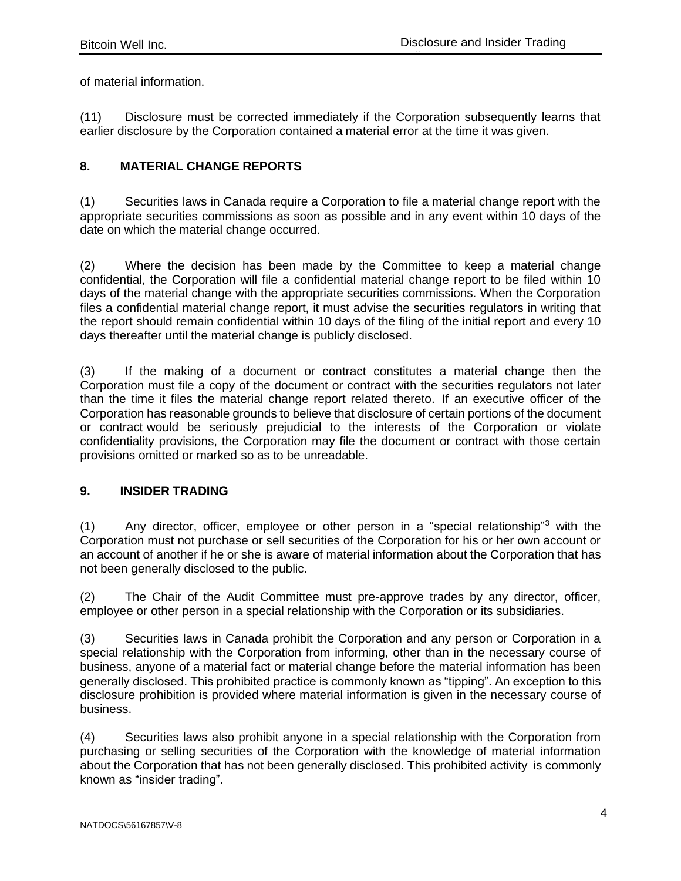of material information.

(11) Disclosure must be corrected immediately if the Corporation subsequently learns that earlier disclosure by the Corporation contained a material error at the time it was given.

## 8. MATERIAL CHANGE REPORTS

(1) Securities laws in Canada require a Corporation to file a material change report with the appropriate securities commissions as soon as possible and in any event within 10 days of the date on which the material change occurred.

(2) Where the decision has been made by the Committee to keep a material change confidential, the Corporation will file a confidential material change report to be filed within 10 days of the material change with the appropriate securities commissions. When the Corporation files a confidential material change report, it must advise the securities regulators in writing that the report should remain confidential within 10 days of the filing of the initial report and every 10 days thereafter until the material change is publicly disclosed.

(3) If the making of a document or contract constitutes a material change then the Corporation must file a copy of the document or contract with the securities regulators not later than the time it files the material change report related thereto. If an executive officer of the Corporation has reasonable grounds to believe that disclosure of certain portions of the document or contract would be seriously prejudicial to the interests of the Corporation or violate confidentiality provisions, the Corporation may file the document or contract with those certain provisions omitted or marked so as to be unreadable.

## 9. INSIDER TRADING

(1) Any director, officer, employee or other person in a "special relationship"[3] with the Corporation must not purchase or sell securities of the Corporation for his or her own account or an account of another if he or she is aware of material information about the Corporation that has not been generally disclosed to the public.

(2) The Chair of the Audit Committee must pre-approve trades by any director, officer, employee or other person in a special relationship with the Corporation or its subsidiaries.

(3) Securities laws in Canada prohibit the Corporation and any person or Corporation in a special relationship with the Corporation from informing, other than in the necessary course of business, anyone of a material fact or material change before the material information has been generally disclosed. This prohibited practice is commonly known as "tipping". An exception to this disclosure prohibition is provided where material information is given in the necessary course of business.

(4) Securities laws also prohibit anyone in a special relationship with the Corporation from purchasing or selling securities of the Corporation with the knowledge of material information about the Corporation that has not been generally disclosed. This prohibited activity is commonly known as "insider trading".

NATDOCS\56167857\V-8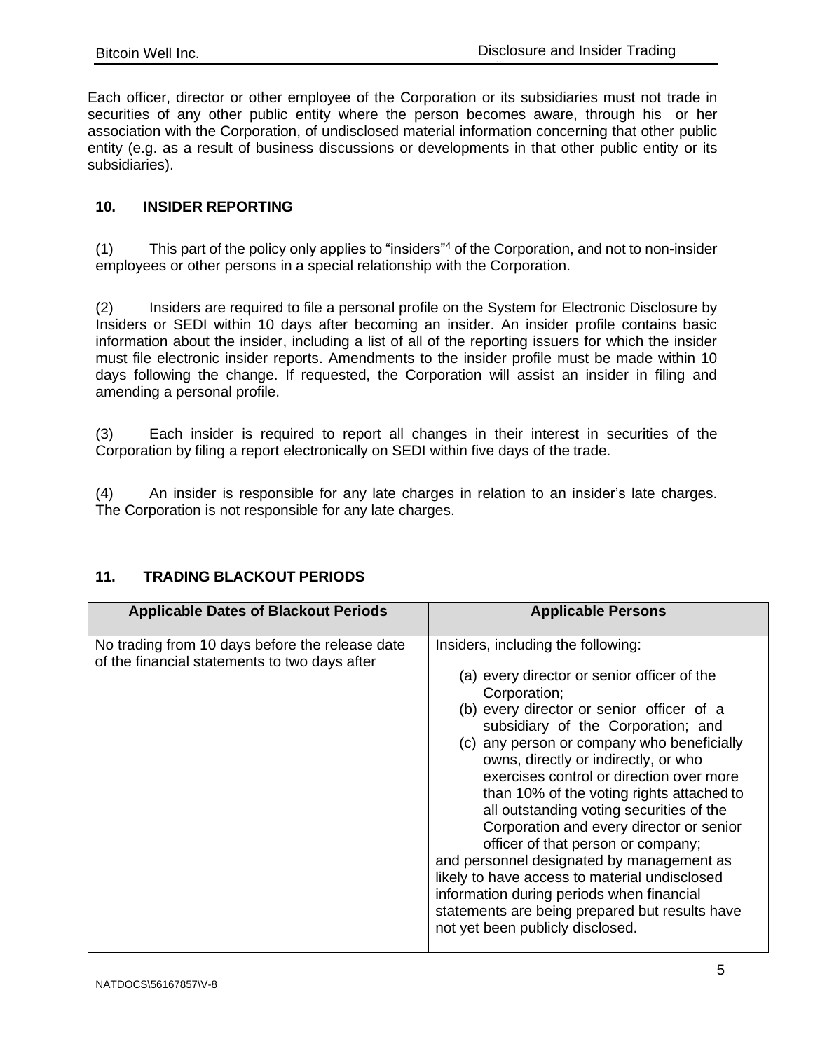Each officer, director or other employee of the Corporation or its subsidiaries must not trade in securities of any other public entity where the person becomes aware, through his or her association with the Corporation, of undisclosed material information concerning that other public entity (e.g. as a result of business discussions or developments in that other public entity or its subsidiaries).

## 10. INSIDER REPORTING

(1) This part of the policy only applies to "insiders"[4] of the Corporation, and not to non-insider employees or other persons in a special relationship with the Corporation.

(2) Insiders are required to file a personal profile on the System for Electronic Disclosure by Insiders or SEDI within 10 days after becoming an insider. An insider profile contains basic information about the insider, including a list of all of the reporting issuers for which the insider must file electronic insider reports. Amendments to the insider profile must be made within 10 days following the change. If requested, the Corporation will assist an insider in filing and amending a personal profile.

(3) Each insider is required to report all changes in their interest in securities of the Corporation by filing a report electronically on SEDI within five days of the trade.

(4) An insider is responsible for any late charges in relation to an insider's late charges. The Corporation is not responsible for any late charges.

## 11. TRADING BLACKOUT PERIODS

| Applicable Dates of Blackout Periods | Applicable Persons |
|---|---|
| No trading from 10 days before the release date of the financial statements to two days after | Insiders, including the following:<br>(a) every director or senior officer of the Corporation;<br>(b) every director or senior officer of a subsidiary of the Corporation; and<br>(c) any person or company who beneficially owns, directly or indirectly, or who exercises control or direction over more than 10% of the voting rights attached to all outstanding voting securities of the Corporation and every director or senior officer of that person or company;<br>and personnel designated by management as likely to have access to material undisclosed information during periods when financial statements are being prepared but results have not yet been publicly disclosed. |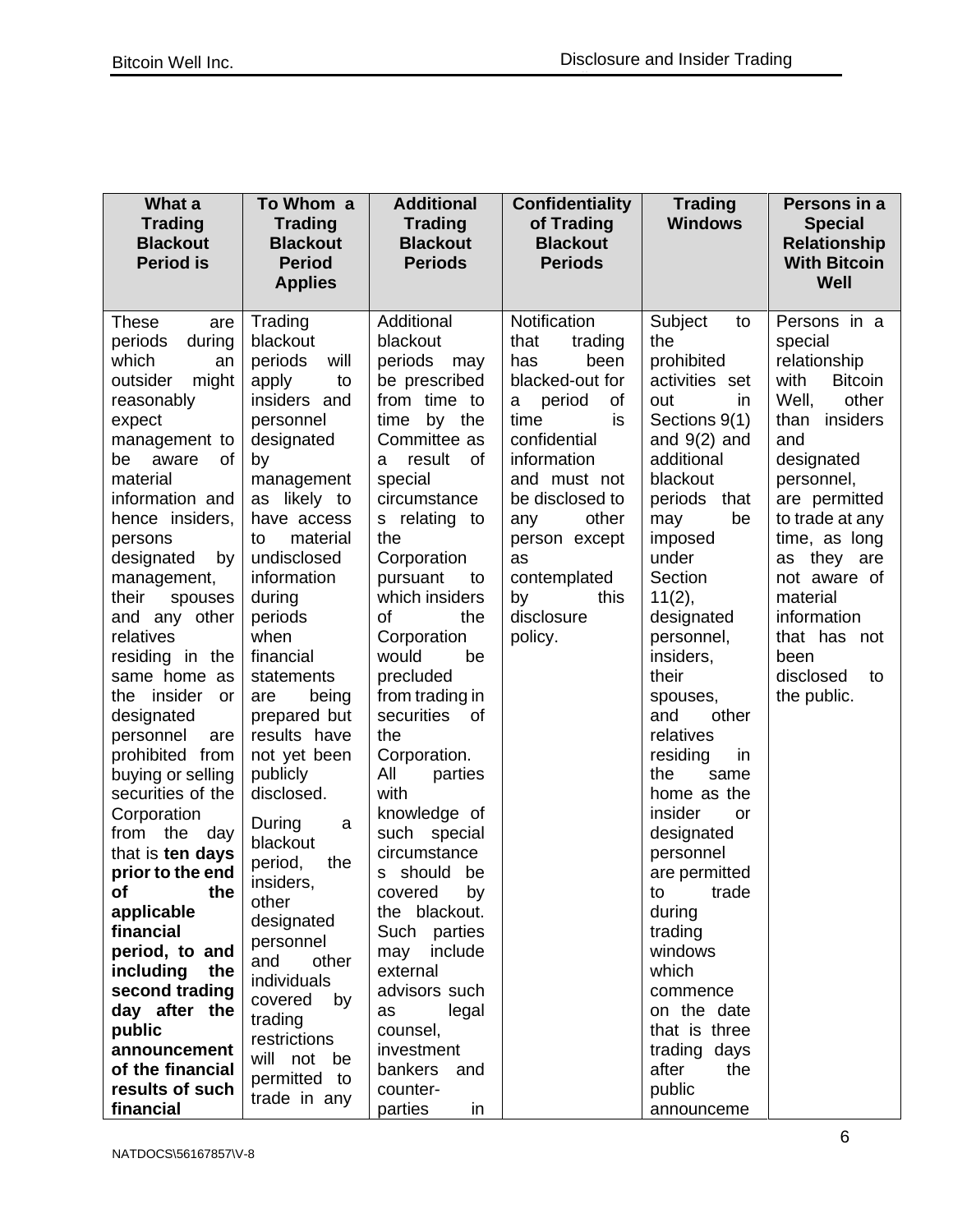| What a Trading Blackout Period is | To Whom a Trading Blackout Period Applies | Additional Trading Blackout Periods | Confidentiality of Trading Blackout Periods | Trading Windows | Persons in a Special Relationship With Bitcoin Well |
|---|---|---|---|---|---|
| These are periods during which an outsider might reasonably expect management to be aware of material information and hence insiders, persons designated by management, their spouses and any other relatives residing in the same home as the insider or designated personnel are prohibited from buying or selling securities of the Corporation from the day that is **ten days prior to the end of the applicable financial period, to and including the second trading day after the public announcement of the financial results of such financial** | Trading blackout periods will apply to insiders and personnel designated by management as likely to have access to material undisclosed information during periods when financial statements are being prepared but results have not yet been publicly disclosed.<br><br>During a blackout period, the insiders, other designated personnel and other individuals covered by trading restrictions will not be permitted to trade in any | Additional blackout periods may be prescribed from time to time by the Committee as a result of special circumstances relating to the Corporation pursuant to which insiders of the Corporation would be precluded from trading in securities of the Corporation. All parties with knowledge of such special circumstances should be covered by the blackout. Such parties may include external advisors such as legal counsel, investment bankers and counter-parties in | Notification that trading has been blacked-out for a period of time is confidential information and must not be disclosed to any other person except as contemplated by this disclosure policy. | Subject to the prohibited activities set out in Sections 9(1) and 9(2) and additional blackout periods that may be imposed under Section 11(2), designated personnel, insiders, their spouses, and other relatives residing in the same home as the insider or designated personnel are permitted to trade during trading windows which commence on the date that is three trading days after the public announceme | Persons in a special relationship with Bitcoin Well, other than insiders and designated personnel, are permitted to trade at any time, as long as they are not aware of material information that has not been disclosed to the public. |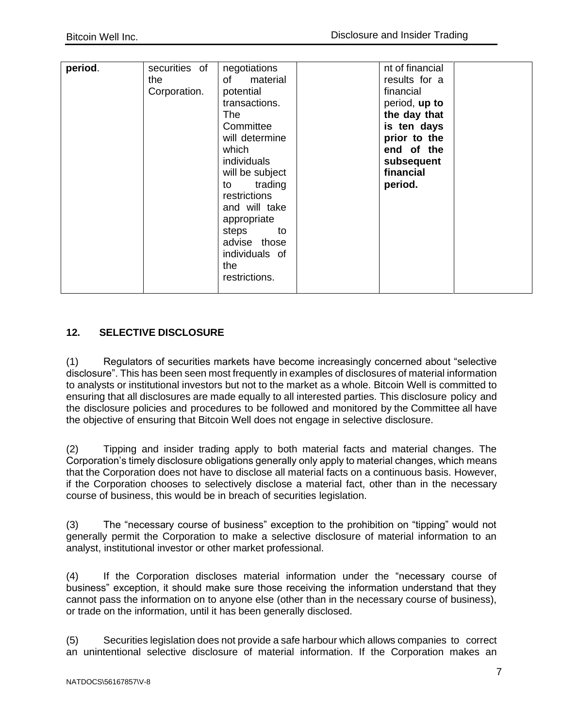| **period**. | securities of the Corporation. | negotiations of material potential transactions. The Committee will determine which individuals will be subject to trading restrictions and will take appropriate steps to advise those individuals of the restrictions. | | nt of financial results for a financial period, **up to the day that is ten days prior to the end of the subsequent financial period.** | |
|---|---|---|---|---|---|

## 12. SELECTIVE DISCLOSURE

(1) Regulators of securities markets have become increasingly concerned about "selective disclosure". This has been seen most frequently in examples of disclosures of material information to analysts or institutional investors but not to the market as a whole. Bitcoin Well is committed to ensuring that all disclosures are made equally to all interested parties. This disclosure policy and the disclosure policies and procedures to be followed and monitored by the Committee all have the objective of ensuring that Bitcoin Well does not engage in selective disclosure.

(2) Tipping and insider trading apply to both material facts and material changes. The Corporation's timely disclosure obligations generally only apply to material changes, which means that the Corporation does not have to disclose all material facts on a continuous basis. However, if the Corporation chooses to selectively disclose a material fact, other than in the necessary course of business, this would be in breach of securities legislation.

(3) The "necessary course of business" exception to the prohibition on "tipping" would not generally permit the Corporation to make a selective disclosure of material information to an analyst, institutional investor or other market professional.

(4) If the Corporation discloses material information under the "necessary course of business" exception, it should make sure those receiving the information understand that they cannot pass the information on to anyone else (other than in the necessary course of business), or trade on the information, until it has been generally disclosed.

(5) Securities legislation does not provide a safe harbour which allows companies to correct an unintentional selective disclosure of material information. If the Corporation makes an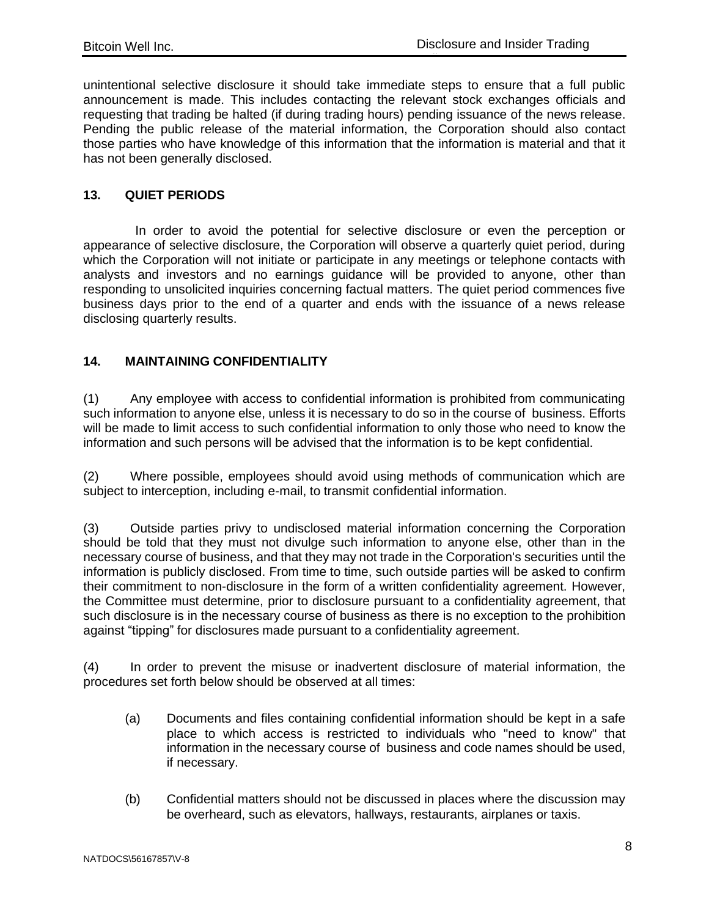unintentional selective disclosure it should take immediate steps to ensure that a full public announcement is made. This includes contacting the relevant stock exchanges officials and requesting that trading be halted (if during trading hours) pending issuance of the news release. Pending the public release of the material information, the Corporation should also contact those parties who have knowledge of this information that the information is material and that it has not been generally disclosed.

## 13. QUIET PERIODS

In order to avoid the potential for selective disclosure or even the perception or appearance of selective disclosure, the Corporation will observe a quarterly quiet period, during which the Corporation will not initiate or participate in any meetings or telephone contacts with analysts and investors and no earnings guidance will be provided to anyone, other than responding to unsolicited inquiries concerning factual matters. The quiet period commences five business days prior to the end of a quarter and ends with the issuance of a news release disclosing quarterly results.

## 14. MAINTAINING CONFIDENTIALITY

(1) Any employee with access to confidential information is prohibited from communicating such information to anyone else, unless it is necessary to do so in the course of business. Efforts will be made to limit access to such confidential information to only those who need to know the information and such persons will be advised that the information is to be kept confidential.

(2) Where possible, employees should avoid using methods of communication which are subject to interception, including e-mail, to transmit confidential information.

(3) Outside parties privy to undisclosed material information concerning the Corporation should be told that they must not divulge such information to anyone else, other than in the necessary course of business, and that they may not trade in the Corporation's securities until the information is publicly disclosed. From time to time, such outside parties will be asked to confirm their commitment to non-disclosure in the form of a written confidentiality agreement. However, the Committee must determine, prior to disclosure pursuant to a confidentiality agreement, that such disclosure is in the necessary course of business as there is no exception to the prohibition against "tipping" for disclosures made pursuant to a confidentiality agreement.

(4) In order to prevent the misuse or inadvertent disclosure of material information, the procedures set forth below should be observed at all times:

- (a) Documents and files containing confidential information should be kept in a safe place to which access is restricted to individuals who "need to know" that information in the necessary course of business and code names should be used, if necessary.

- (b) Confidential matters should not be discussed in places where the discussion may be overheard, such as elevators, hallways, restaurants, airplanes or taxis.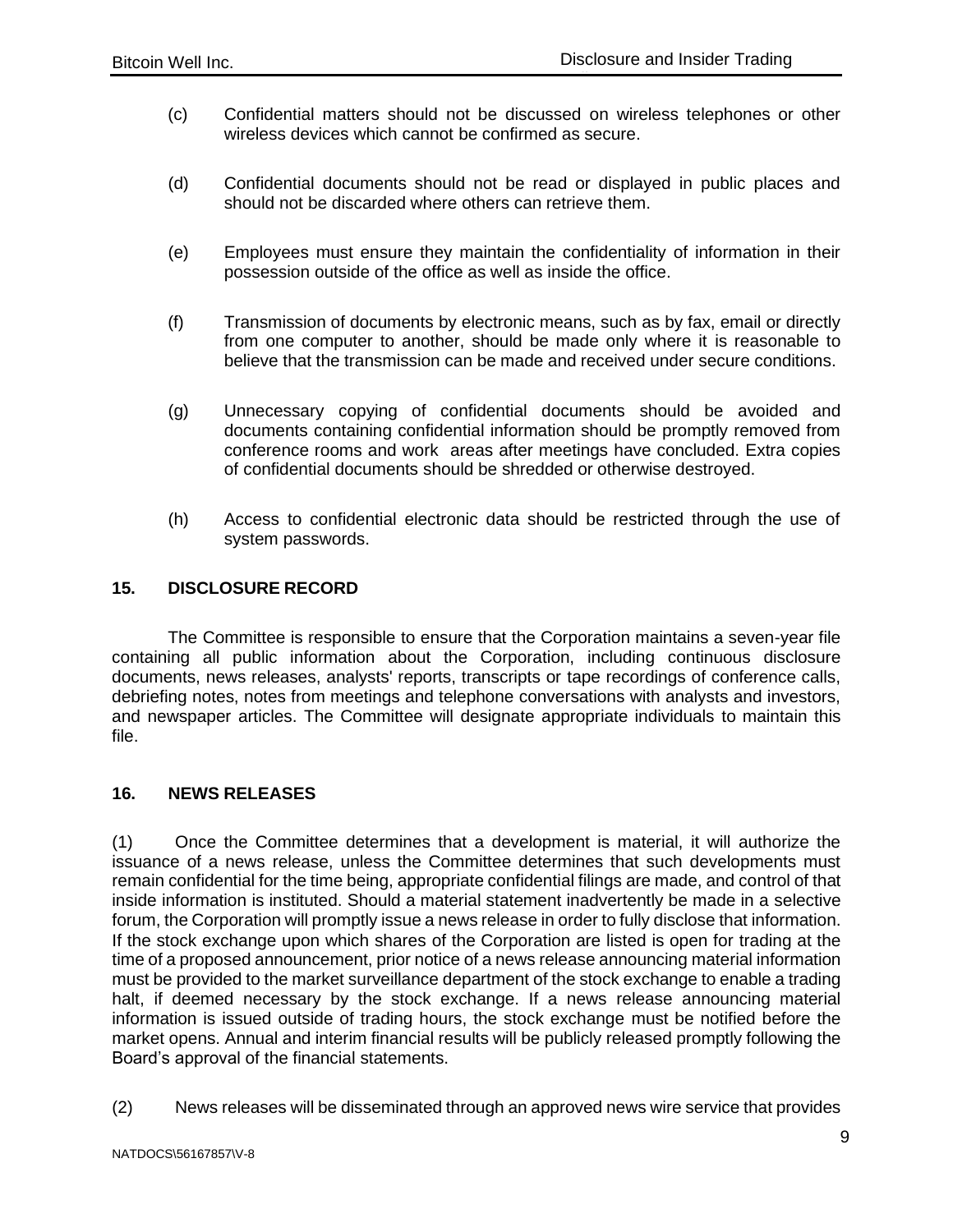(c) Confidential matters should not be discussed on wireless telephones or other wireless devices which cannot be confirmed as secure.

(d) Confidential documents should not be read or displayed in public places and should not be discarded where others can retrieve them.

(e) Employees must ensure they maintain the confidentiality of information in their possession outside of the office as well as inside the office.

(f) Transmission of documents by electronic means, such as by fax, email or directly from one computer to another, should be made only where it is reasonable to believe that the transmission can be made and received under secure conditions.

(g) Unnecessary copying of confidential documents should be avoided and documents containing confidential information should be promptly removed from conference rooms and work areas after meetings have concluded. Extra copies of confidential documents should be shredded or otherwise destroyed.

(h) Access to confidential electronic data should be restricted through the use of system passwords.

## 15. DISCLOSURE RECORD

The Committee is responsible to ensure that the Corporation maintains a seven-year file containing all public information about the Corporation, including continuous disclosure documents, news releases, analysts' reports, transcripts or tape recordings of conference calls, debriefing notes, notes from meetings and telephone conversations with analysts and investors, and newspaper articles. The Committee will designate appropriate individuals to maintain this file.

## 16. NEWS RELEASES

(1) Once the Committee determines that a development is material, it will authorize the issuance of a news release, unless the Committee determines that such developments must remain confidential for the time being, appropriate confidential filings are made, and control of that inside information is instituted. Should a material statement inadvertently be made in a selective forum, the Corporation will promptly issue a news release in order to fully disclose that information. If the stock exchange upon which shares of the Corporation are listed is open for trading at the time of a proposed announcement, prior notice of a news release announcing material information must be provided to the market surveillance department of the stock exchange to enable a trading halt, if deemed necessary by the stock exchange. If a news release announcing material information is issued outside of trading hours, the stock exchange must be notified before the market opens. Annual and interim financial results will be publicly released promptly following the Board's approval of the financial statements.

(2) News releases will be disseminated through an approved news wire service that provides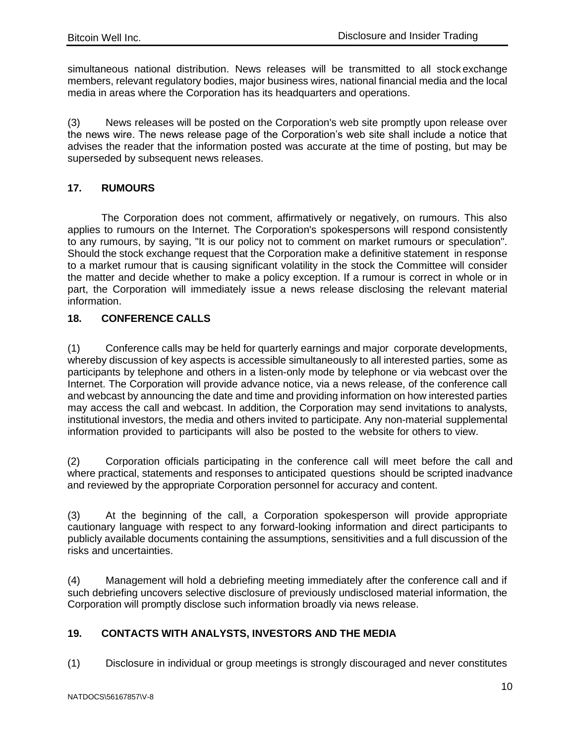simultaneous national distribution. News releases will be transmitted to all stock exchange members, relevant regulatory bodies, major business wires, national financial media and the local media in areas where the Corporation has its headquarters and operations.

(3) News releases will be posted on the Corporation's web site promptly upon release over the news wire. The news release page of the Corporation's web site shall include a notice that advises the reader that the information posted was accurate at the time of posting, but may be superseded by subsequent news releases.

## 17. RUMOURS

The Corporation does not comment, affirmatively or negatively, on rumours. This also applies to rumours on the Internet. The Corporation's spokespersons will respond consistently to any rumours, by saying, "It is our policy not to comment on market rumours or speculation". Should the stock exchange request that the Corporation make a definitive statement in response to a market rumour that is causing significant volatility in the stock the Committee will consider the matter and decide whether to make a policy exception. If a rumour is correct in whole or in part, the Corporation will immediately issue a news release disclosing the relevant material information.

## 18. CONFERENCE CALLS

(1) Conference calls may be held for quarterly earnings and major corporate developments, whereby discussion of key aspects is accessible simultaneously to all interested parties, some as participants by telephone and others in a listen-only mode by telephone or via webcast over the Internet. The Corporation will provide advance notice, via a news release, of the conference call and webcast by announcing the date and time and providing information on how interested parties may access the call and webcast. In addition, the Corporation may send invitations to analysts, institutional investors, the media and others invited to participate. Any non-material supplemental information provided to participants will also be posted to the website for others to view.

(2) Corporation officials participating in the conference call will meet before the call and where practical, statements and responses to anticipated questions should be scripted inadvance and reviewed by the appropriate Corporation personnel for accuracy and content.

(3) At the beginning of the call, a Corporation spokesperson will provide appropriate cautionary language with respect to any forward-looking information and direct participants to publicly available documents containing the assumptions, sensitivities and a full discussion of the risks and uncertainties.

(4) Management will hold a debriefing meeting immediately after the conference call and if such debriefing uncovers selective disclosure of previously undisclosed material information, the Corporation will promptly disclose such information broadly via news release.

## 19. CONTACTS WITH ANALYSTS, INVESTORS AND THE MEDIA

(1) Disclosure in individual or group meetings is strongly discouraged and never constitutes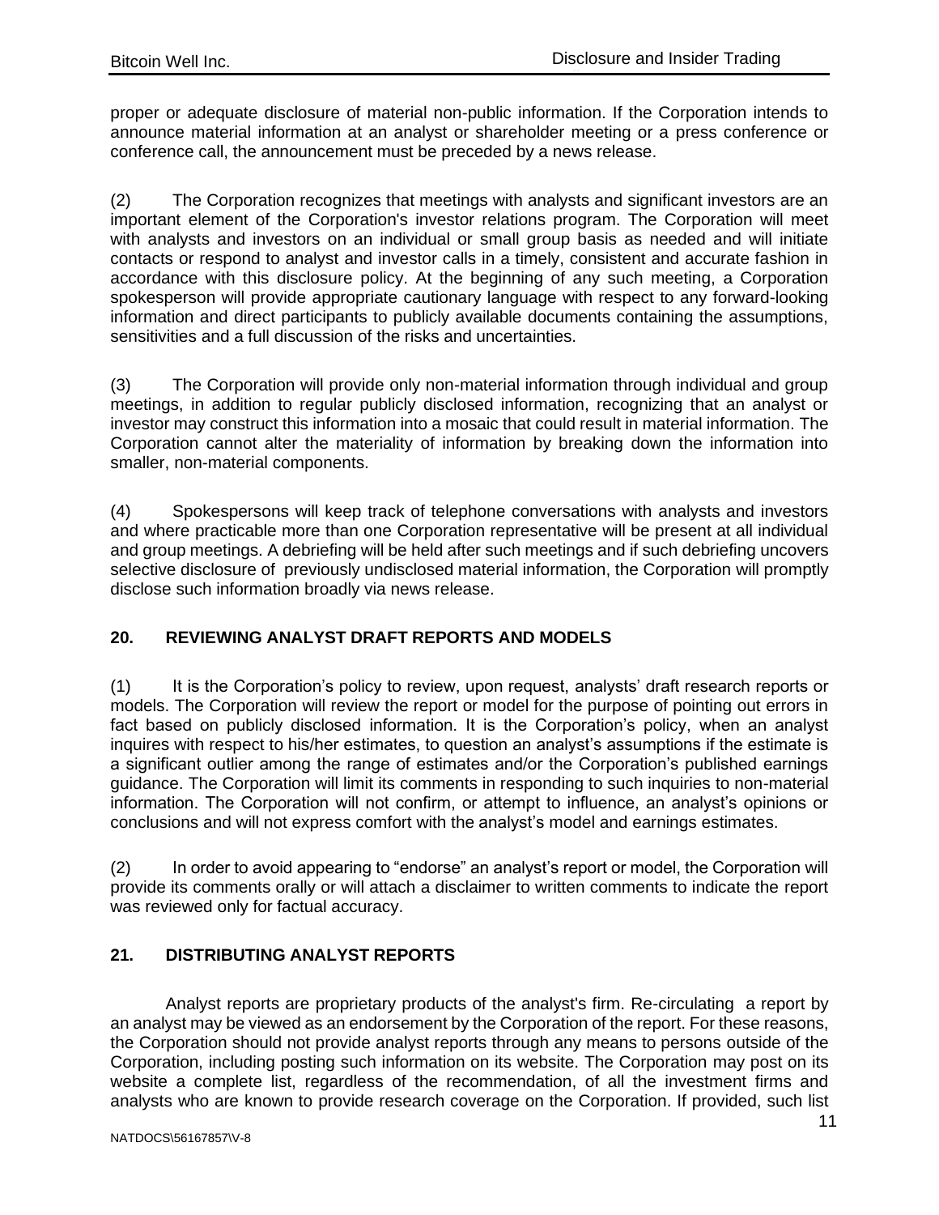proper or adequate disclosure of material non-public information. If the Corporation intends to announce material information at an analyst or shareholder meeting or a press conference or conference call, the announcement must be preceded by a news release.

(2) The Corporation recognizes that meetings with analysts and significant investors are an important element of the Corporation's investor relations program. The Corporation will meet with analysts and investors on an individual or small group basis as needed and will initiate contacts or respond to analyst and investor calls in a timely, consistent and accurate fashion in accordance with this disclosure policy. At the beginning of any such meeting, a Corporation spokesperson will provide appropriate cautionary language with respect to any forward-looking information and direct participants to publicly available documents containing the assumptions, sensitivities and a full discussion of the risks and uncertainties.

(3) The Corporation will provide only non-material information through individual and group meetings, in addition to regular publicly disclosed information, recognizing that an analyst or investor may construct this information into a mosaic that could result in material information. The Corporation cannot alter the materiality of information by breaking down the information into smaller, non-material components.

(4) Spokespersons will keep track of telephone conversations with analysts and investors and where practicable more than one Corporation representative will be present at all individual and group meetings. A debriefing will be held after such meetings and if such debriefing uncovers selective disclosure of previously undisclosed material information, the Corporation will promptly disclose such information broadly via news release.

## 20. REVIEWING ANALYST DRAFT REPORTS AND MODELS

(1) It is the Corporation's policy to review, upon request, analysts' draft research reports or models. The Corporation will review the report or model for the purpose of pointing out errors in fact based on publicly disclosed information. It is the Corporation's policy, when an analyst inquires with respect to his/her estimates, to question an analyst's assumptions if the estimate is a significant outlier among the range of estimates and/or the Corporation's published earnings guidance. The Corporation will limit its comments in responding to such inquiries to non-material information. The Corporation will not confirm, or attempt to influence, an analyst's opinions or conclusions and will not express comfort with the analyst's model and earnings estimates.

(2) In order to avoid appearing to "endorse" an analyst's report or model, the Corporation will provide its comments orally or will attach a disclaimer to written comments to indicate the report was reviewed only for factual accuracy.

## 21. DISTRIBUTING ANALYST REPORTS

Analyst reports are proprietary products of the analyst's firm. Re-circulating a report by an analyst may be viewed as an endorsement by the Corporation of the report. For these reasons, the Corporation should not provide analyst reports through any means to persons outside of the Corporation, including posting such information on its website. The Corporation may post on its website a complete list, regardless of the recommendation, of all the investment firms and analysts who are known to provide research coverage on the Corporation. If provided, such list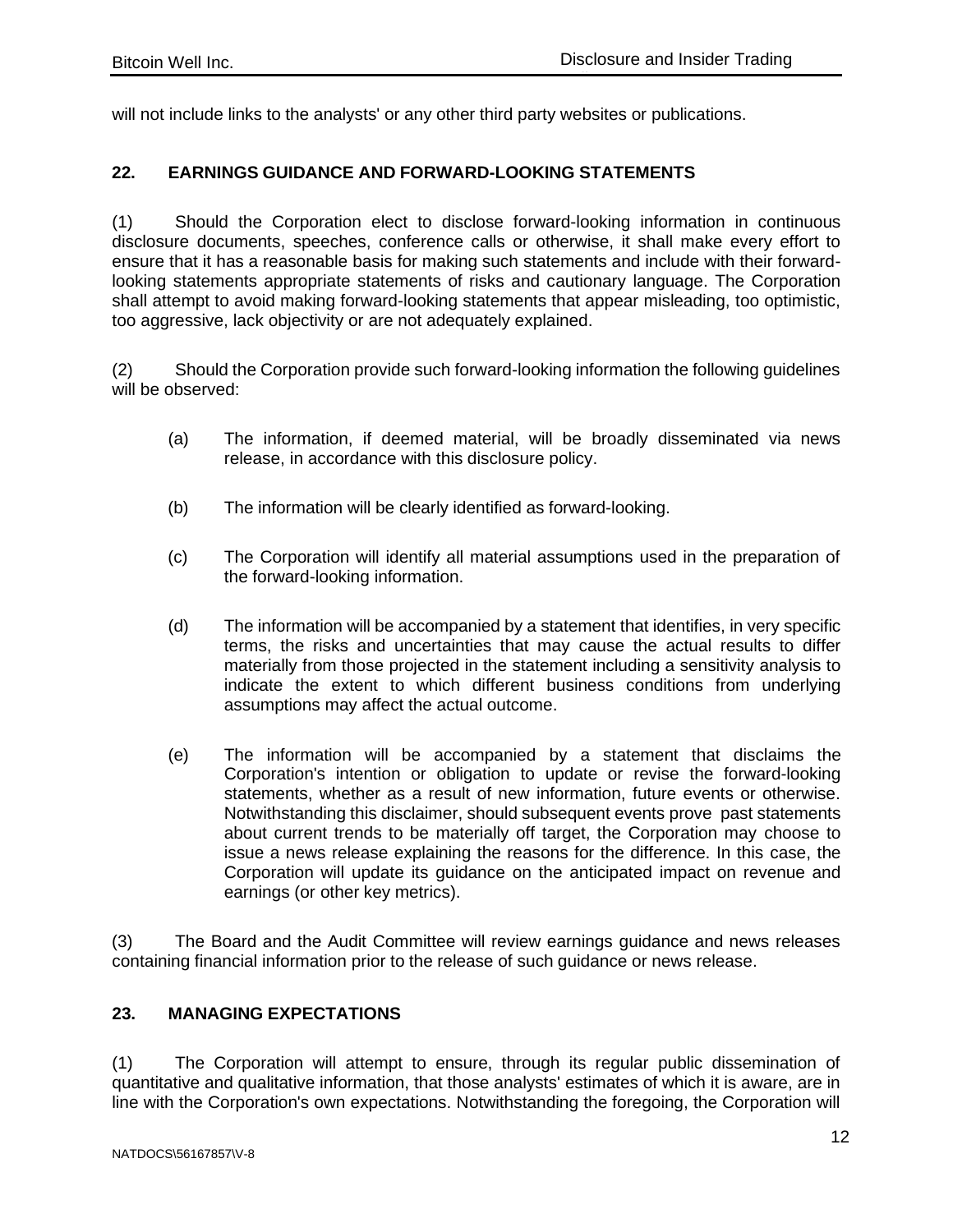will not include links to the analysts' or any other third party websites or publications.

## 22. EARNINGS GUIDANCE AND FORWARD-LOOKING STATEMENTS

(1) Should the Corporation elect to disclose forward-looking information in continuous disclosure documents, speeches, conference calls or otherwise, it shall make every effort to ensure that it has a reasonable basis for making such statements and include with their forward-looking statements appropriate statements of risks and cautionary language. The Corporation shall attempt to avoid making forward-looking statements that appear misleading, too optimistic, too aggressive, lack objectivity or are not adequately explained.

(2) Should the Corporation provide such forward-looking information the following guidelines will be observed:

(a) The information, if deemed material, will be broadly disseminated via news release, in accordance with this disclosure policy.

(b) The information will be clearly identified as forward-looking.

(c) The Corporation will identify all material assumptions used in the preparation of the forward-looking information.

(d) The information will be accompanied by a statement that identifies, in very specific terms, the risks and uncertainties that may cause the actual results to differ materially from those projected in the statement including a sensitivity analysis to indicate the extent to which different business conditions from underlying assumptions may affect the actual outcome.

(e) The information will be accompanied by a statement that disclaims the Corporation's intention or obligation to update or revise the forward-looking statements, whether as a result of new information, future events or otherwise. Notwithstanding this disclaimer, should subsequent events prove past statements about current trends to be materially off target, the Corporation may choose to issue a news release explaining the reasons for the difference. In this case, the Corporation will update its guidance on the anticipated impact on revenue and earnings (or other key metrics).

(3) The Board and the Audit Committee will review earnings guidance and news releases containing financial information prior to the release of such guidance or news release.

## 23. MANAGING EXPECTATIONS

(1) The Corporation will attempt to ensure, through its regular public dissemination of quantitative and qualitative information, that those analysts' estimates of which it is aware, are in line with the Corporation's own expectations. Notwithstanding the foregoing, the Corporation will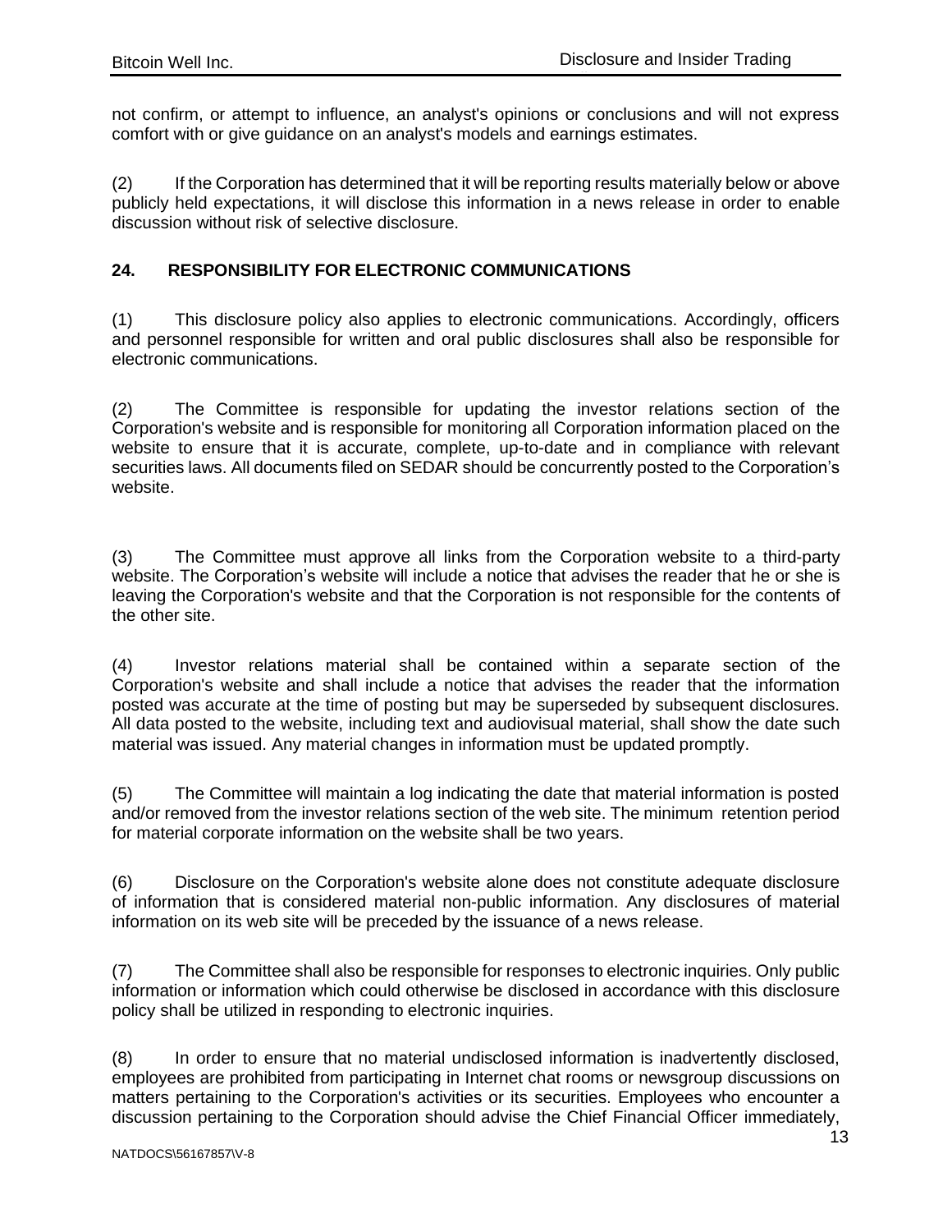not confirm, or attempt to influence, an analyst's opinions or conclusions and will not express comfort with or give guidance on an analyst's models and earnings estimates.

(2) If the Corporation has determined that it will be reporting results materially below or above publicly held expectations, it will disclose this information in a news release in order to enable discussion without risk of selective disclosure.

## 24. RESPONSIBILITY FOR ELECTRONIC COMMUNICATIONS

(1) This disclosure policy also applies to electronic communications. Accordingly, officers and personnel responsible for written and oral public disclosures shall also be responsible for electronic communications.

(2) The Committee is responsible for updating the investor relations section of the Corporation's website and is responsible for monitoring all Corporation information placed on the website to ensure that it is accurate, complete, up-to-date and in compliance with relevant securities laws. All documents filed on SEDAR should be concurrently posted to the Corporation's website.

(3) The Committee must approve all links from the Corporation website to a third-party website. The Corporation's website will include a notice that advises the reader that he or she is leaving the Corporation's website and that the Corporation is not responsible for the contents of the other site.

(4) Investor relations material shall be contained within a separate section of the Corporation's website and shall include a notice that advises the reader that the information posted was accurate at the time of posting but may be superseded by subsequent disclosures. All data posted to the website, including text and audiovisual material, shall show the date such material was issued. Any material changes in information must be updated promptly.

(5) The Committee will maintain a log indicating the date that material information is posted and/or removed from the investor relations section of the web site. The minimum retention period for material corporate information on the website shall be two years.

(6) Disclosure on the Corporation's website alone does not constitute adequate disclosure of information that is considered material non-public information. Any disclosures of material information on its web site will be preceded by the issuance of a news release.

(7) The Committee shall also be responsible for responses to electronic inquiries. Only public information or information which could otherwise be disclosed in accordance with this disclosure policy shall be utilized in responding to electronic inquiries.

(8) In order to ensure that no material undisclosed information is inadvertently disclosed, employees are prohibited from participating in Internet chat rooms or newsgroup discussions on matters pertaining to the Corporation's activities or its securities. Employees who encounter a discussion pertaining to the Corporation should advise the Chief Financial Officer immediately,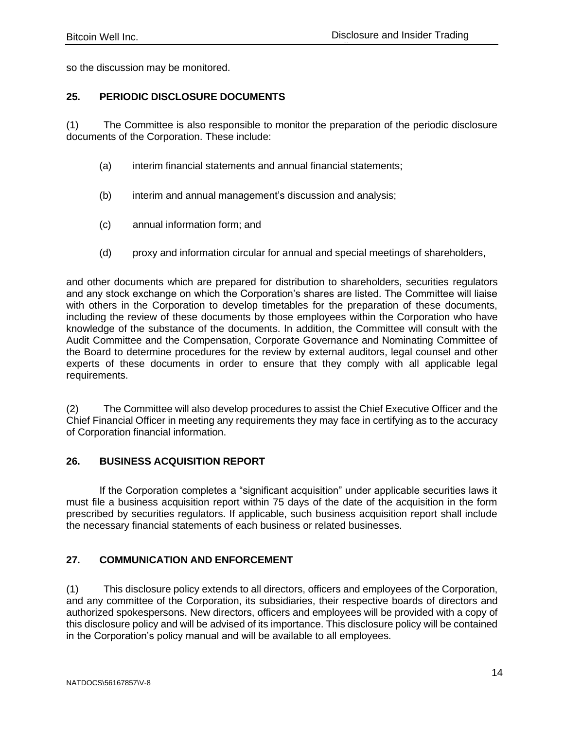so the discussion may be monitored.

## 25. PERIODIC DISCLOSURE DOCUMENTS

(1) The Committee is also responsible to monitor the preparation of the periodic disclosure documents of the Corporation. These include:

(a) interim financial statements and annual financial statements;

(b) interim and annual management's discussion and analysis;

(c) annual information form; and

(d) proxy and information circular for annual and special meetings of shareholders,

and other documents which are prepared for distribution to shareholders, securities regulators and any stock exchange on which the Corporation's shares are listed. The Committee will liaise with others in the Corporation to develop timetables for the preparation of these documents, including the review of these documents by those employees within the Corporation who have knowledge of the substance of the documents. In addition, the Committee will consult with the Audit Committee and the Compensation, Corporate Governance and Nominating Committee of the Board to determine procedures for the review by external auditors, legal counsel and other experts of these documents in order to ensure that they comply with all applicable legal requirements.

(2) The Committee will also develop procedures to assist the Chief Executive Officer and the Chief Financial Officer in meeting any requirements they may face in certifying as to the accuracy of Corporation financial information.

## 26. BUSINESS ACQUISITION REPORT

If the Corporation completes a "significant acquisition" under applicable securities laws it must file a business acquisition report within 75 days of the date of the acquisition in the form prescribed by securities regulators. If applicable, such business acquisition report shall include the necessary financial statements of each business or related businesses.

## 27. COMMUNICATION AND ENFORCEMENT

(1) This disclosure policy extends to all directors, officers and employees of the Corporation, and any committee of the Corporation, its subsidiaries, their respective boards of directors and authorized spokespersons. New directors, officers and employees will be provided with a copy of this disclosure policy and will be advised of its importance. This disclosure policy will be contained in the Corporation's policy manual and will be available to all employees.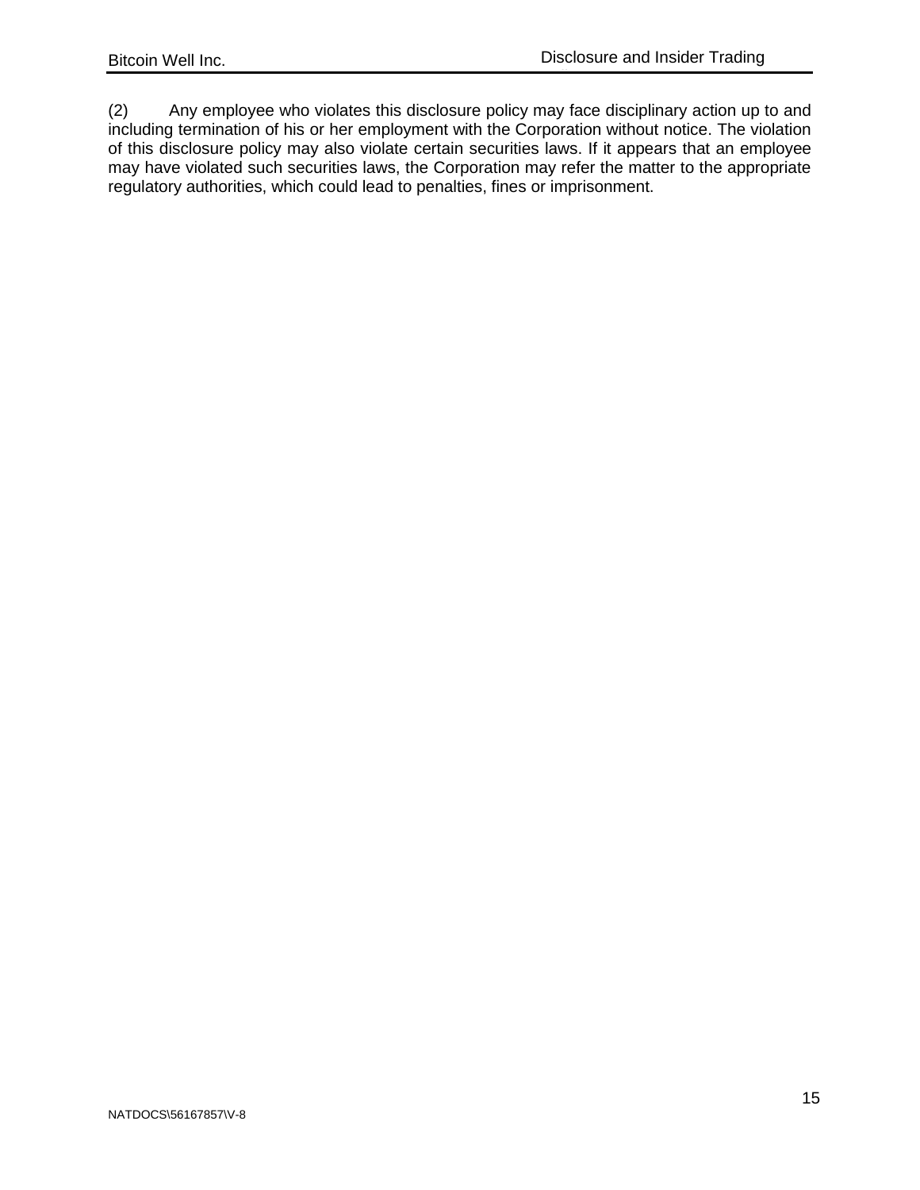(2) Any employee who violates this disclosure policy may face disciplinary action up to and including termination of his or her employment with the Corporation without notice. The violation of this disclosure policy may also violate certain securities laws. If it appears that an employee may have violated such securities laws, the Corporation may refer the matter to the appropriate regulatory authorities, which could lead to penalties, fines or imprisonment.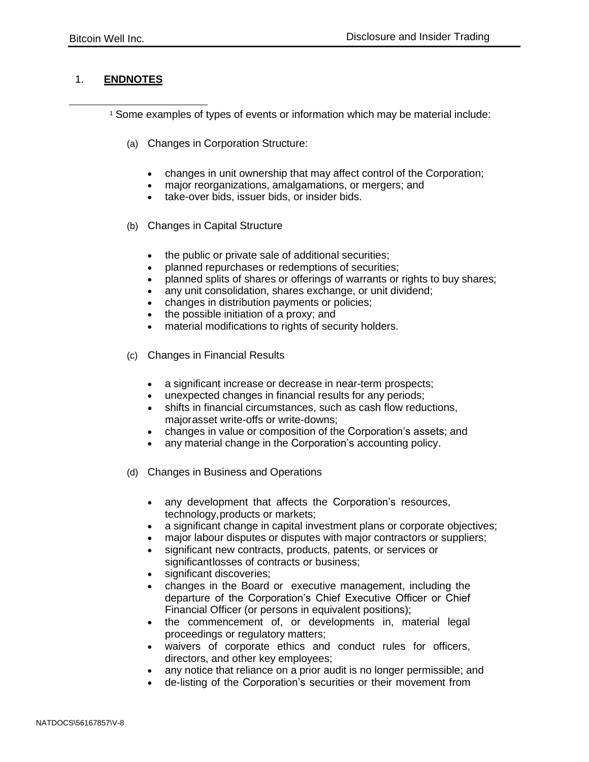## 1. **ENDNOTES**

[1] Some examples of types of events or information which may be material include:

(a) Changes in Corporation Structure:

- changes in unit ownership that may affect control of the Corporation;
- major reorganizations, amalgamations, or mergers; and
- take-over bids, issuer bids, or insider bids.

(b) Changes in Capital Structure

- the public or private sale of additional securities;
- planned repurchases or redemptions of securities;
- planned splits of shares or offerings of warrants or rights to buy shares;
- any unit consolidation, shares exchange, or unit dividend;
- changes in distribution payments or policies;
- the possible initiation of a proxy; and
- material modifications to rights of security holders.

(c) Changes in Financial Results

- a significant increase or decrease in near-term prospects;
- unexpected changes in financial results for any periods;
- shifts in financial circumstances, such as cash flow reductions, majorasset write-offs or write-downs;
- changes in value or composition of the Corporation's assets; and
- any material change in the Corporation's accounting policy.

(d) Changes in Business and Operations

- any development that affects the Corporation's resources, technology,products or markets;
- a significant change in capital investment plans or corporate objectives;
- major labour disputes or disputes with major contractors or suppliers;
- significant new contracts, products, patents, or services or significantlosses of contracts or business;
- significant discoveries;
- changes in the Board or executive management, including the departure of the Corporation's Chief Executive Officer or Chief Financial Officer (or persons in equivalent positions);
- the commencement of, or developments in, material legal proceedings or regulatory matters;
- waivers of corporate ethics and conduct rules for officers, directors, and other key employees;
- any notice that reliance on a prior audit is no longer permissible; and
- de-listing of the Corporation's securities or their movement from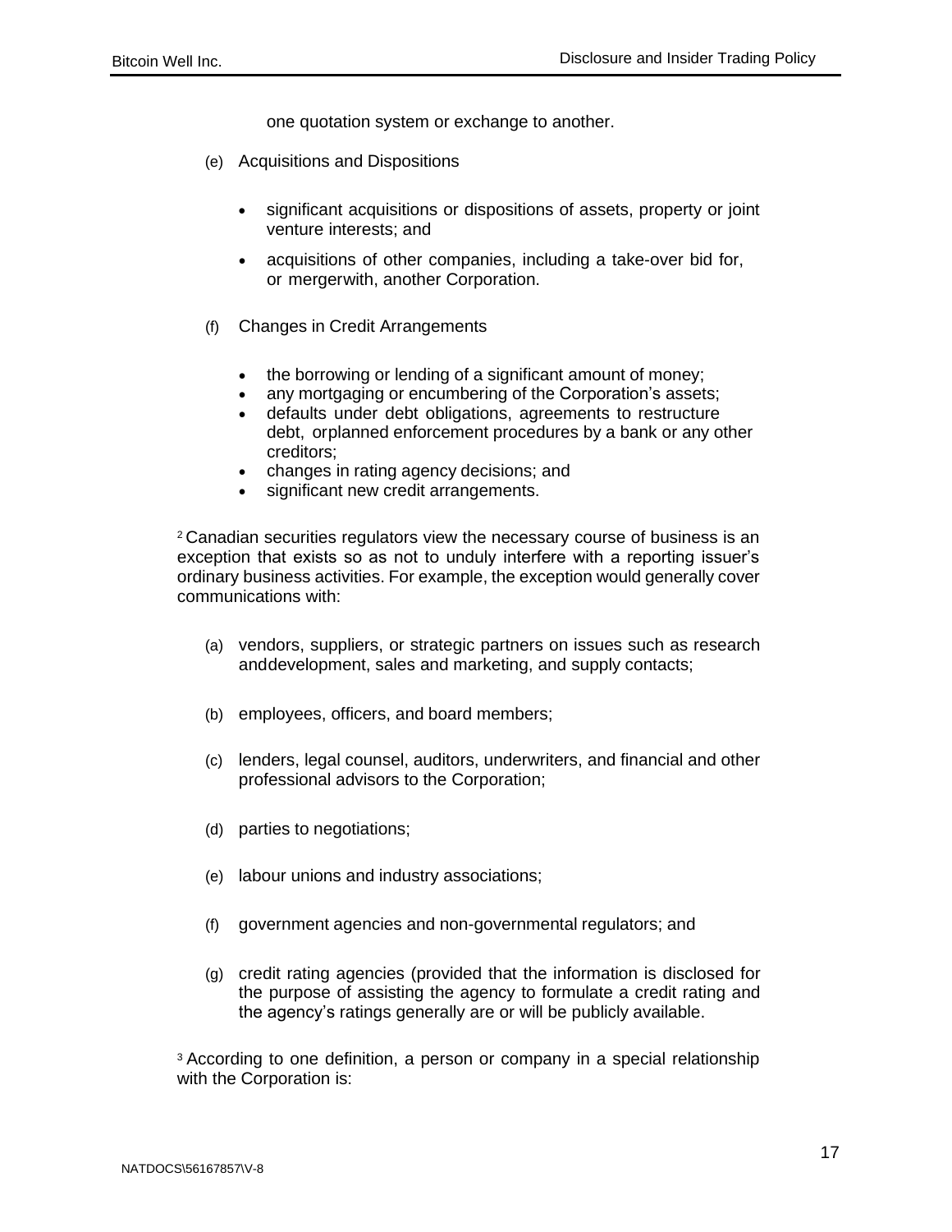one quotation system or exchange to another.

(e) Acquisitions and Dispositions

- significant acquisitions or dispositions of assets, property or joint venture interests; and
- acquisitions of other companies, including a take-over bid for, or mergerwith, another Corporation.

(f) Changes in Credit Arrangements

- the borrowing or lending of a significant amount of money;
- any mortgaging or encumbering of the Corporation's assets;
- defaults under debt obligations, agreements to restructure debt, orplanned enforcement procedures by a bank or any other creditors;
- changes in rating agency decisions; and
- significant new credit arrangements.

[2] Canadian securities regulators view the necessary course of business is an exception that exists so as not to unduly interfere with a reporting issuer's ordinary business activities. For example, the exception would generally cover communications with:

(a) vendors, suppliers, or strategic partners on issues such as research anddevelopment, sales and marketing, and supply contacts;

(b) employees, officers, and board members;

(c) lenders, legal counsel, auditors, underwriters, and financial and other professional advisors to the Corporation;

(d) parties to negotiations;

(e) labour unions and industry associations;

(f) government agencies and non-governmental regulators; and

(g) credit rating agencies (provided that the information is disclosed for the purpose of assisting the agency to formulate a credit rating and the agency's ratings generally are or will be publicly available.

[3] According to one definition, a person or company in a special relationship with the Corporation is: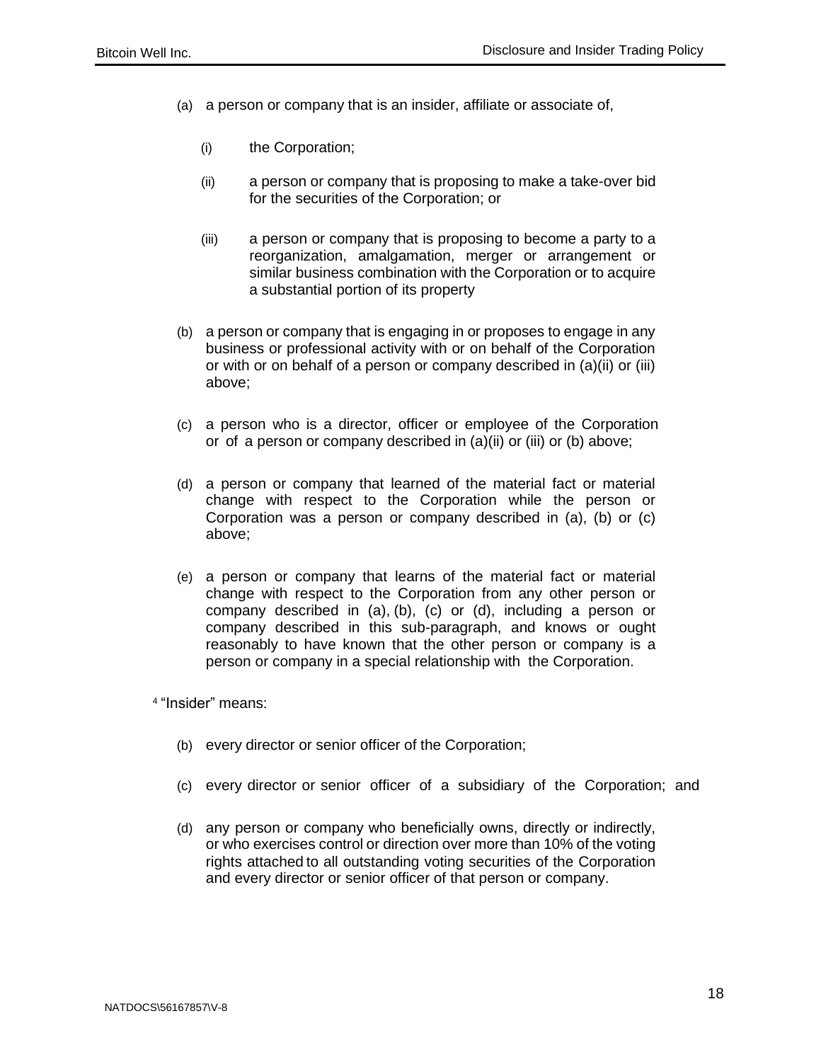(a) a person or company that is an insider, affiliate or associate of,

(i) the Corporation;

(ii) a person or company that is proposing to make a take-over bid for the securities of the Corporation; or

(iii) a person or company that is proposing to become a party to a reorganization, amalgamation, merger or arrangement or similar business combination with the Corporation or to acquire a substantial portion of its property

(b) a person or company that is engaging in or proposes to engage in any business or professional activity with or on behalf of the Corporation or with or on behalf of a person or company described in (a)(ii) or (iii) above;

(c) a person who is a director, officer or employee of the Corporation or of a person or company described in (a)(ii) or (iii) or (b) above;

(d) a person or company that learned of the material fact or material change with respect to the Corporation while the person or Corporation was a person or company described in (a), (b) or (c) above;

(e) a person or company that learns of the material fact or material change with respect to the Corporation from any other person or company described in (a), (b), (c) or (d), including a person or company described in this sub-paragraph, and knows or ought reasonably to have known that the other person or company is a person or company in a special relationship with the Corporation.

[4] "Insider" means:

(b) every director or senior officer of the Corporation;

(c) every director or senior officer of a subsidiary of the Corporation; and

(d) any person or company who beneficially owns, directly or indirectly, or who exercises control or direction over more than 10% of the voting rights attached to all outstanding voting securities of the Corporation and every director or senior officer of that person or company.